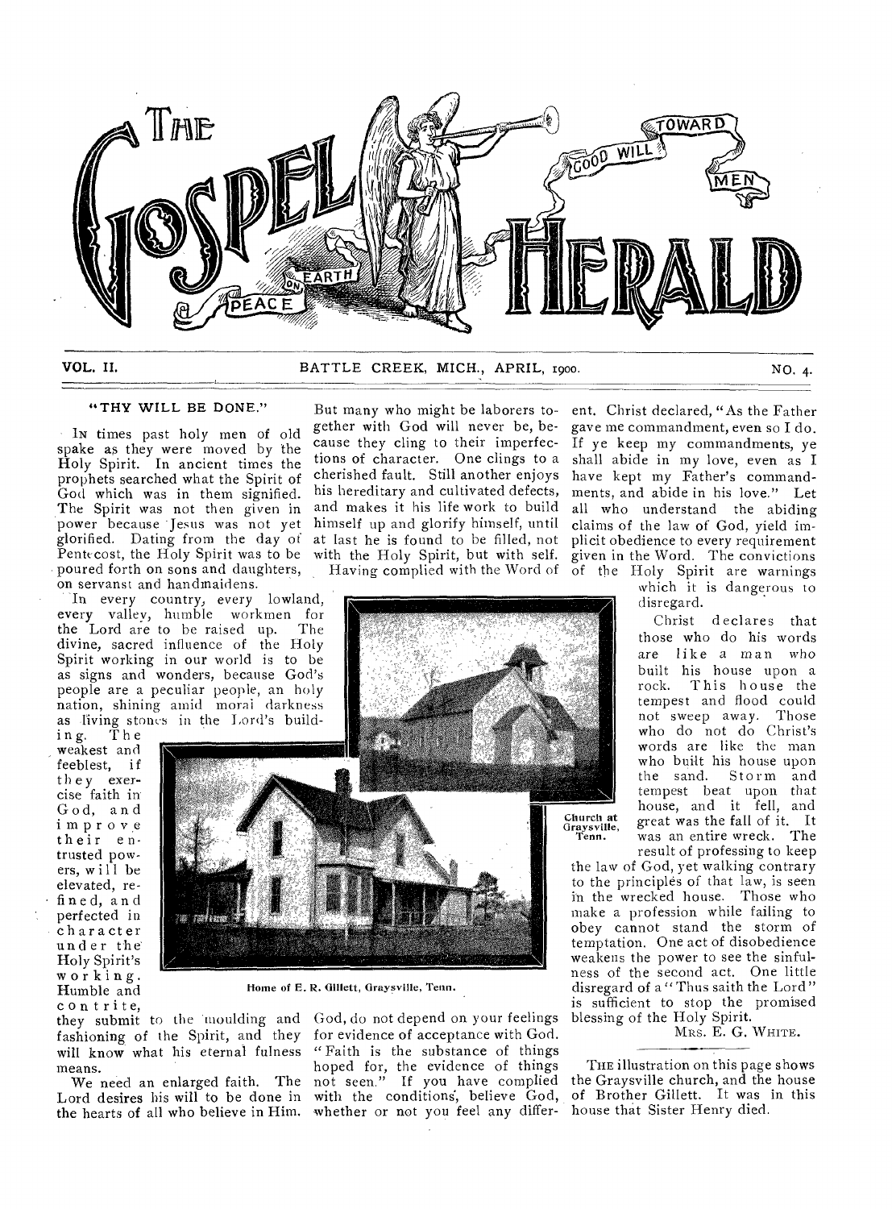# THE GOSPEL HERALD

VOL. II. BATTLE CREEK, MICH., APRIL, 1900. NO. 4.

## "THY WILL BE DONE."

IN times past holy men of old spake as they were moved by the Holy Spirit. In ancient times the prophets searched what the Spirit of God which was in them signified. The Spirit was not then given in power because Jesus was not yet glorified. Dating from the day of Pentecost, the Holy Spirit was to be poured forth on sons and daughters, on servants and handmaidens.

In every country, every lowland, every valley, humble workmen for the Lord are to be raised up. The divine, sacred influence of the Holy Spirit working in our world is to be as signs and wonders, because God's people are a peculiar people, an holy nation, shining amid moral darkness as living stones in the Lord's building. The weakest and feeblest, if they exercise faith in God, and improve their entrusted powers, will be elevated, refined, and perfected in character under the Holy Spirit's working. Humble and contrite, they submit to the moulding and fashioning of the Spirit, and they will know what his eternal fulness means.

We need an enlarged faith. The Lord desires his will to be done in the hearts of all who believe in Him. But many who might be laborers together with God will never be, because they cling to their imperfections of character. One clings to a cherished fault. Still another enjoys his hereditary and cultivated defects, and makes it his life work to build himself up and glorify himself, until at last he is found to be filled, not with the Holy Spirit, but with self.

Having complied with the Word of God, do not depend on your feelings for evidence of acceptance with God. "Faith is the substance of things hoped for, the evidence of things not seen." If you have complied with the conditions, believe God, whether or not you feel any different. Christ declared, "As the Father gave me commandment, even so I do. If ye keep my commandments, ye shall abide in my love, even as I have kept my Father's commandments, and abide in his love." Let all who understand the abiding claims of the law of God, yield implicit obedience to every requirement given in the Word. The convictions of the Holy Spirit are warnings which it is dangerous to disregard.

Christ declares that those who do his words are like a man who built his house upon a rock. This house the tempest and flood could not sweep away. Those who do not do Christ's words are like the man who built his house upon the sand. Storm and tempest beat upon that house, and it fell, and great was the fall of it. It was an entire wreck. The result of professing to keep the law of God, yet walking contrary to the principles of that law, is seen in the wrecked house. Those who make a profession while failing to obey cannot stand the storm of temptation. One act of disobedience weakens the power to see the sinfulness of the second act. One little disregard of a "Thus saith the Lord" is sufficient to stop the promised blessing of the Holy Spirit.

MRS. E. G. WHITE.

Church at Graysville, Tenn.

Home of E. R. Gillett, Graysville, Tenn.

THE illustration on this page shows the Graysville church, and the house of Brother Gillett. It was in this house that Sister Henry died.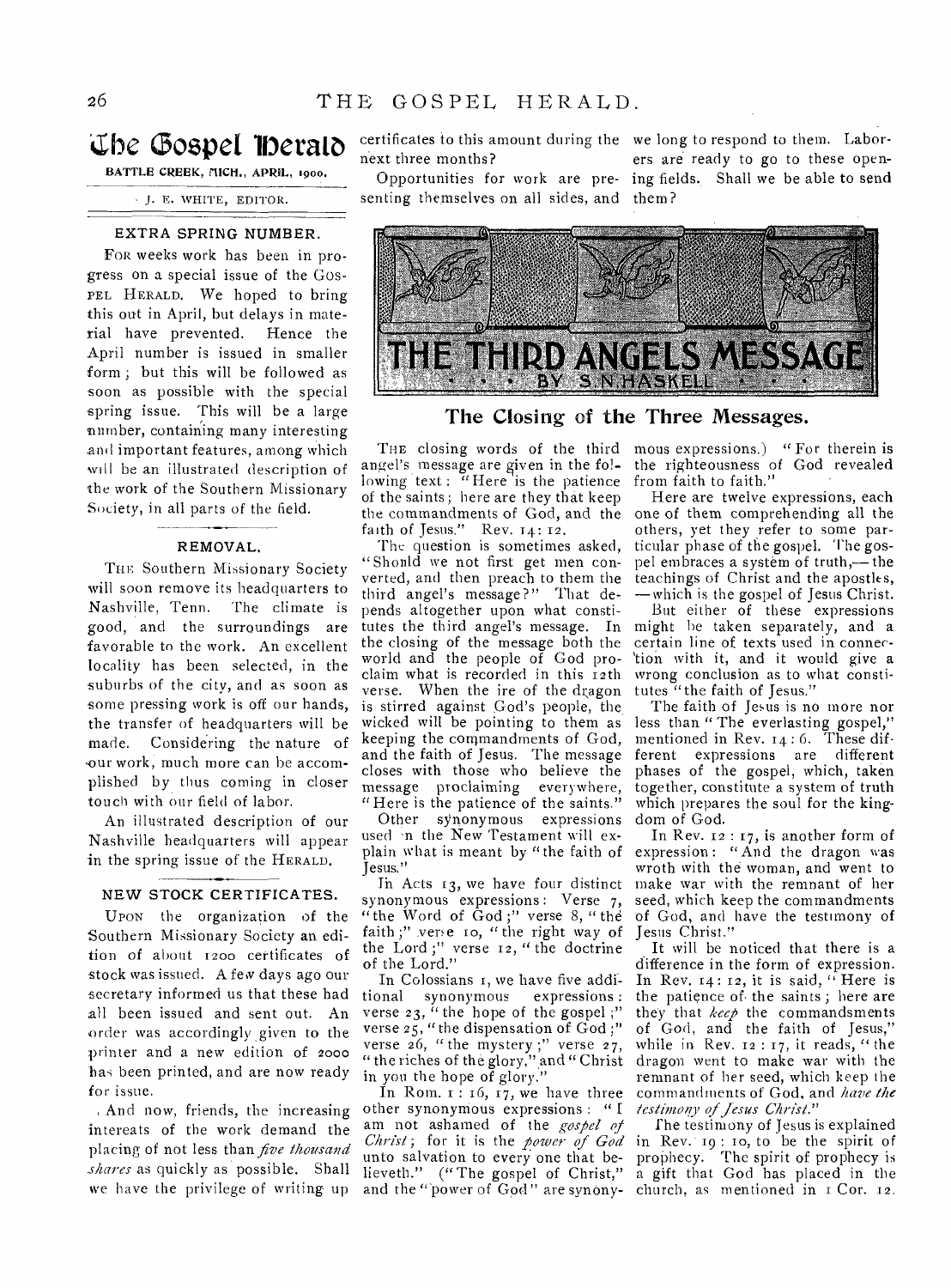# The Gospel Herald

BATTLE CREEK, MICH., APRIL, 1900.

J. E. WHITE, EDITOR.

### EXTRA SPRING NUMBER.

For weeks work has been in progress on a special issue of the Gospel Herald. We hoped to bring this out in April, but delays in material have prevented. Hence the April number is issued in smaller form; but this will be followed as soon as possible with the special spring issue. This will be a large number, containing many interesting and important features, among which will be an illustrated description of the work of the Southern Missionary Society, in all parts of the field.

### REMOVAL.

The Southern Missionary Society will soon remove its headquarters to Nashville, Tenn. The climate is good, and the surroundings are favorable to the work. An excellent locality has been selected, in the suburbs of the city, and as soon as some pressing work is off our hands, the transfer of headquarters will be made. Considering the nature of our work, much more can be accomplished by thus coming in closer touch with our field of labor.

An illustrated description of our Nashville headquarters will appear in the spring issue of the Herald.

### NEW STOCK CERTIFICATES.

Upon the organization of the Southern Missionary Society an edition of about 1200 certificates of stock was issued. A few days ago our secretary informed us that these had all been issued and sent out. An order was accordingly given to the printer and a new edition of 2000 has been printed, and are now ready for issue.

And now, friends, the increasing intereats of the work demand the placing of not less than *five thousand shares* as quickly as possible. Shall we have the privilege of writing up certificates to this amount during the next three months?

Opportunities for work are presenting themselves on all sides, and we long to respond to them. Laborers are ready to go to these opening fields. Shall we be able to send them?

## THE THIRD ANGELS MESSAGE

BY S. N. HASKELL.

### The Closing of the Three Messages.

The closing words of the third angel's message are given in the following text: "Here is the patience of the saints; here are they that keep the commandments of God, and the faith of Jesus." Rev. 14: 12.

The question is sometimes asked, "Should we not first get men converted, and then preach to them the third angel's message?" That depends altogether upon what constitutes the third angel's message. In the closing of the message both the world and the people of God proclaim what is recorded in this 12th verse. When the ire of the dragon is stirred against God's people, the wicked will be pointing to them as keeping the commandments of God, and the faith of Jesus. The message closes with those who believe the message proclaiming everywhere, "Here is the patience of the saints."

Other synonymous expressions used in the New Testament will explain what is meant by "the faith of Jesus."

In Acts 13, we have four distinct synonymous expressions: Verse 7, "the Word of God;" verse 8, "the faith;" verse 10, "the right way of the Lord;" verse 12, "the doctrine of the Lord."

In Colossians 1, we have five additional synonymous expressions: verse 23, "the hope of the gospel;" verse 25, "the dispensation of God;" verse 26, "the mystery;" verse 27, "the riches of the glory," and "Christ in you the hope of glory."

In Rom. 1: 16, 17, we have three other synonymous expressions: "I am not ashamed of the *gospel of Christ*; for it is the *power of God* unto salvation to every one that believeth." ("The gospel of Christ," and the "power of God" are synonymous expressions.) "For therein is the righteousness of God revealed from faith to faith."

Here are twelve expressions, each one of them comprehending all the others, yet they refer to some particular phase of the gospel. The gospel embraces a system of truth,—the teachings of Christ and the apostles, —which is the gospel of Jesus Christ.

But either of these expressions might be taken separately, and a certain line of texts used in connection with it, and it would give a wrong conclusion as to what constitutes "the faith of Jesus."

The faith of Jesus is no more nor less than "The everlasting gospel," mentioned in Rev. 14: 6. These different expressions are different phases of the gospel, which, taken together, constitute a system of truth which prepares the soul for the kingdom of God.

In Rev. 12: 17, is another form of expression: "And the dragon was wroth with the woman, and went to make war with the remnant of her seed, which keep the commandments of God, and have the testimony of Jesus Christ."

It will be noticed that there is a difference in the form of expression. In Rev. 14: 12, it is said, "Here is the patience of the saints; here are they that *keep* the commandsments of God, and the faith of Jesus," while in Rev. 12: 17, it reads, "the dragon went to make war with the remnant of her seed, which keep the commandments of God, and *have the testimony of Jesus Christ.*"

The testimony of Jesus is explained in Rev. 19: 10, to be the spirit of prophecy. The spirit of prophecy is a gift that God has placed in the church, as mentioned in 1 Cor. 12.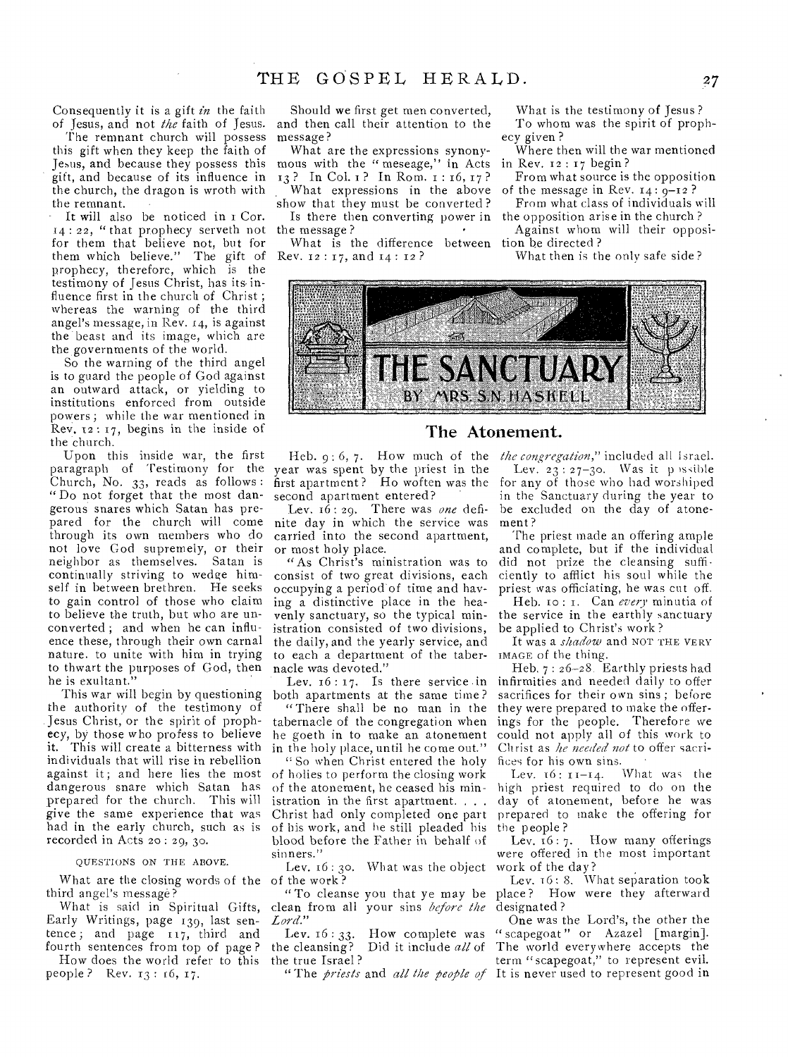Consequently it is a gift *in* the faith of Jesus, and not *the* faith of Jesus.

The remnant church will possess this gift when they keep the faith of Jesus, and because they possess this gift, and because of its influence in the church, the dragon is wroth with the remnant.

It will also be noticed in 1 Cor. 14 : 22, "that prophecy serveth not for them that believe not, but for them which believe." The gift of prophecy, therefore, which is the testimony of Jesus Christ, has its influence first in the church of Christ; whereas the warning of the third angel's message, in Rev. 14, is against the beast and its image, which are the governments of the world.

So the warning of the third angel is to guard the people of God against an outward attack, or yielding to institutions enforced from outside powers; while the war mentioned in Rev. 12 : 17, begins in the inside of the church.

Upon this inside war, the first paragraph of Testimony for the Church, No. 33, reads as follows: "Do not forget that the most dangerous snares which Satan has prepared for the church will come through its own members who do not love God supremely, or their neighbor as themselves. Satan is continually striving to wedge himself in between brethren. He seeks to gain control of those who claim to believe the truth, but who are unconverted; and when he can influence these, through their own carnal nature, to unite with him in trying to thwart the purposes of God, then he is exultant."

This war will begin by questioning the authority of the testimony of Jesus Christ, or the spirit of prophecy, by those who profess to believe it. This will create a bitterness with individuals that will rise in rebellion against it; and here lies the most dangerous snare which Satan has prepared for the church. This will give the same experience that was had in the early church, such as is recorded in Acts 20 : 29, 30.

QUESTIONS ON THE ABOVE.

What are the closing words of the third angel's message?

What is said in Spiritual Gifts, Early Writings, page 139, last sentence; and page 117, third and fourth sentences from top of page?

How does the world refer to this people? Rev. 13 : 16, 17.

Should we first get men converted, and then call their attention to the message?

What are the expressions synonymous with the "meseage," in Acts 13? In Col. 1? In Rom. 1 : 16, 17?

What expressions in the above show that they must be converted?

Is there then converting power in the message?

What is the difference between Rev. 12 : 17, and 14 : 12?

What is the testimony of Jesus?

To whom was the spirit of prophecy given?

Where then will the war mentioned in Rev. 12 : 17 begin?

From what source is the opposition of the message in Rev. 14 : 9–12?

From what class of individuals will the opposition arise in the church?

Against whom will their opposition be directed?

What then is the only safe side?

# THE SANCTUARY

BY MRS. S. N. HASKELL

## The Atonement.

Heb. 9 : 6, 7. How much of the year was spent by the priest in the first apartment? Ho woften was the second apartment entered?

Lev. 16 : 29. There was *one* definite day in which the service was carried into the second apartment, or most holy place.

"As Christ's ministration was to consist of two great divisions, each occupying a period of time and having a distinctive place in the heavenly sanctuary, so the typical ministration consisted of two divisions, the daily, and the yearly service, and to each a department of the tabernacle was devoted."

Lev. 16 : 17. Is there service in both apartments at the same time?

"There shall be no man in the tabernacle of the congregation when he goeth in to make an atonement in the holy place, until he come out."

"So when Christ entered the holy of holies to perform the closing work of the atonement, he ceased his ministration in the first apartment. . . . Christ had only completed one part of his work, and he still pleaded his blood before the Father in behalf of sinners."

Lev. 16 : 30. What was the object of the work?

"To cleanse you that ye may be clean from all your sins *before the Lord*."

Lev. 16 : 33. How complete was the cleansing? Did it include *all* of the true Israel?

"The *priests* and *all the people of the congregation*," included all Israel.

Lev. 23 : 27–30. Was it possible for any of those who had worshiped in the Sanctuary during the year to be excluded on the day of atonement?

The priest made an offering ample and complete, but if the individual did not prize the cleansing sufficiently to afflict his soul while the priest was officiating, he was cut off.

Heb. 10 : 1. Can *every* minutia of the service in the earthly sanctuary be applied to Christ's work?

It was a *shadow* and NOT THE VERY IMAGE of the thing.

Heb. 7 : 26–28. Earthly priests had infirmities and needed daily to offer sacrifices for their own sins; before they were prepared to make the offerings for the people. Therefore we could not apply all of this work to Christ as *he needed not* to offer sacrifices for his own sins.

Lev. 16 : 11–14. What was the high priest required to do on the day of atonement, before he was prepared to make the offering for the people?

Lev. 16 : 7. How many offerings were offered in the most important work of the day?

Lev. 16 : 8. What separation took place? How were they afterward designated?

One was the Lord's, the other the "scapegoat" or Azazel [margin]. The world everywhere accepts the term "scapegoat," to represent evil. It is never used to represent good in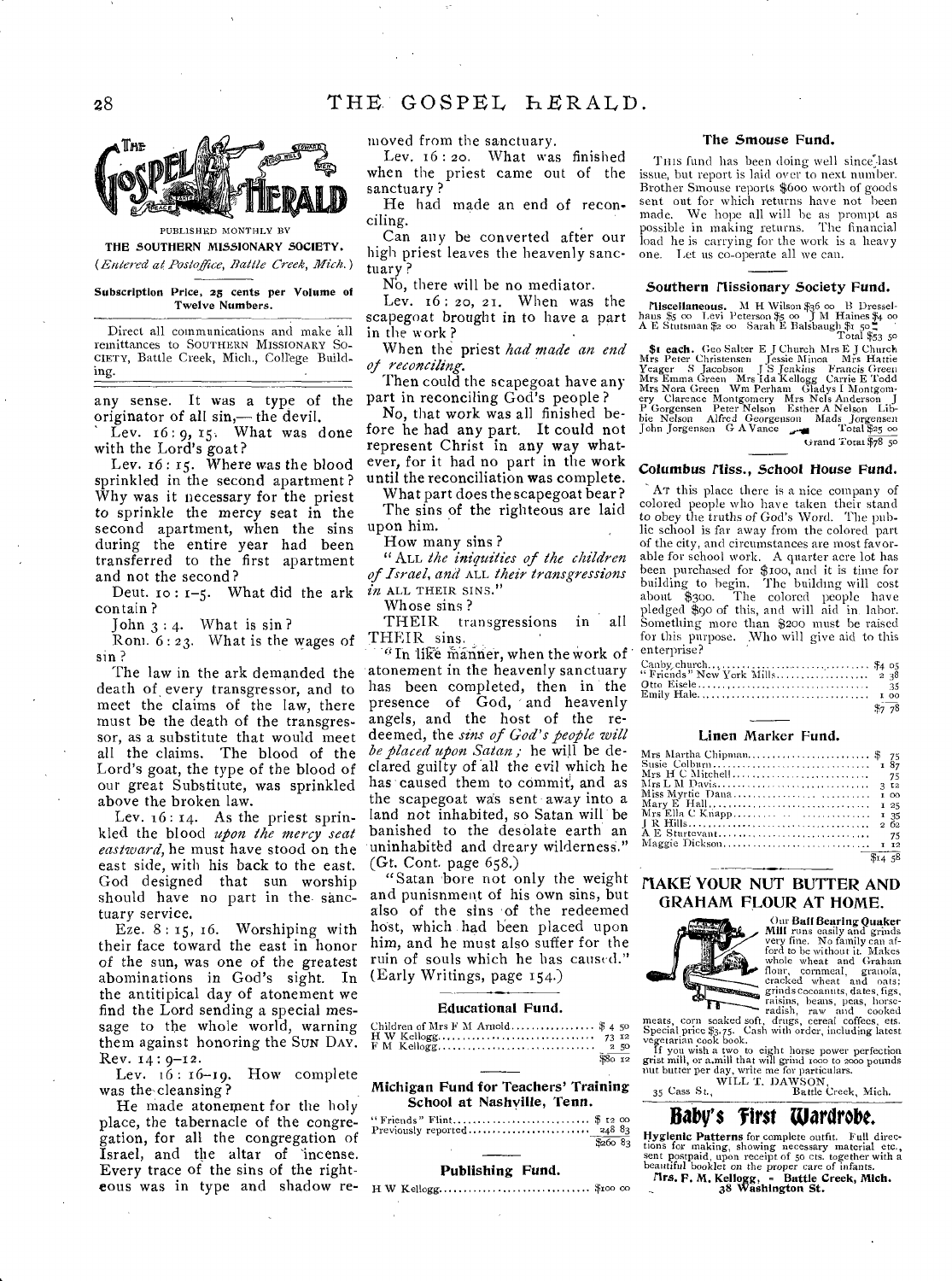PUBLISHED MONTHLY BY

**THE SOUTHERN MISSIONARY SOCIETY.**

*(Entered at Postoffice, Battle Creek, Mich.)*

**Subscription Price, 25 cents per Volume of Twelve Numbers.**

Direct all communications and make all remittances to SOUTHERN MISSIONARY SOCIETY, Battle Creek, Mich., College Building.

any sense. It was a type of the originator of all sin,—the devil.

Lev. 16:9, 15. What was done with the Lord's goat?

Lev. 16:15. Where was the blood sprinkled in the second apartment? Why was it necessary for the priest to sprinkle the mercy seat in the second apartment, when the sins during the entire year had been transferred to the first apartment and not the second?

Deut. 10:1–5. What did the ark contain?

John 3:4. What is sin?

Rom. 6:23. What is the wages of sin?

The law in the ark demanded the death of every transgressor, and to meet the claims of the law, there must be the death of the transgressor, as a substitute that would meet all the claims. The blood of the Lord's goat, the type of the blood of our great Substitute, was sprinkled above the broken law.

Lev. 16:14. As the priest sprinkled the blood *upon the mercy seat eastward*, he must have stood on the east side, with his back to the east. God designed that sun worship should have no part in the sanctuary service.

Eze. 8:15, 16. Worshiping with their face toward the east in honor of the sun, was one of the greatest abominations in God's sight. In the antitipical day of atonement we find the Lord sending a special message to the whole world, warning them against honoring the SUN DAY. Rev. 14:9–12.

Lev. 16:16–19. How complete was the cleansing?

He made atonement for the holy place, the tabernacle of the congregation, for all the congregation of Israel, and the altar of incense. Every trace of the sins of the righteous was in type and shadow removed from the sanctuary.

Lev. 16:20. What was finished when the priest came out of the sanctuary?

He had made an end of reconciling.

Can any be converted after our high priest leaves the heavenly sanctuary?

No, there will be no mediator.

Lev. 16:20, 21. When was the scapegoat brought in to have a part in the work?

When the priest *had made an end of reconciling*.

Then could the scapegoat have any part in reconciling God's people?

No, that work was all finished before he had any part. It could not represent Christ in any way whatever, for it had no part in the work until the reconciliation was complete.

What part does the scapegoat bear?

The sins of the righteous are laid upon him.

How many sins?

"ALL *the iniquities of the children of Israel, and* ALL *their transgressions in* ALL THEIR SINS."

Whose sins?

THEIR transgressions in all THEIR sins.

"In like manner, when the work of atonement in the heavenly sanctuary has been completed, then in the presence of God, and heavenly angels, and the host of the redeemed, the *sins of God's people will be placed upon Satan*; he will be declared guilty of all the evil which he has caused them to commit, and as the scapegoat was sent away into a land not inhabited, so Satan will be banished to the desolate earth an uninhabited and dreary wilderness." (Gt. Cont. page 658.)

"Satan bore not only the weight and punishment of his own sins, but also of the sins of the redeemed host, which had been placed upon him, and he must also suffer for the ruin of souls which he has caused." (Early Writings, page 154.)

### Educational Fund.

| | |
|---|---|
| Children of Mrs F M Arnold | $4 50 |
| H W Kellogg | 73 12 |
| F M Kellogg | 2 50 |
| | $80 12 |

### Michigan Fund for Teachers' Training School at Nashville, Tenn.

| | |
|---|---|
| "Friends" Flint | $12 00 |
| Previously reported | 248 83 |
| | $260 83 |

### Publishing Fund.

| | |
|---|---|
| H W Kellogg | $100 00 |

### The Smouse Fund.

THIS fund has been doing well since last issue, but report is laid over to next number. Brother Smouse reports $600 worth of goods sent out for which returns have not been made. We hope all will be as prompt as possible in making returns. The financial load he is carrying for the work is a heavy one. Let us co-operate all we can.

### Southern Missionary Society Fund.

**Miscellaneous.** M H Wilson $36 00 B Dresselhaus $5 00 Levi Peterson $5 00 J M Haines $4 00 A E Stutsman $2 00 Sarah E Balsbaugh $1 50 Total $53 50

**$1 each.** Geo Salter E J Church Mrs E J Church Mrs Peter Christensen Jessie Minea Mrs Hattie Yeager S Jacobson J S Jenkins Francis Green Mrs Emma Green Mrs Ida Kellogg Carrie E Todd Mrs Nora Green Wm Perham Gladys I Montgomery Clarence Montgomery Mrs Nels Anderson J P Gorgensen Peter Nelson Esther A Nelson Libbie Nelson Alfred Georgenson Mads Jorgensen John Jorgensen G A Vance Total $25 00

Grand Total $78 50

### Columbus Miss., School House Fund.

AT this place there is a nice company of colored people who have taken their stand to obey the truths of God's Word. The public school is far away from the colored part of the city, and circumstances are most favorable for school work. A quarter acre lot has been purchased for $100, and it is time for building to begin. The building will cost about $300. The colored people have pledged $90 of this, and will aid in labor. Something more than $200 must be raised for this purpose. Who will give aid to this enterprise?

| | |
|---|---|
| Canby church | $4 05 |
| "Friends" New York Mills | 2 38 |
| Otto Eisele | 35 |
| Emily Hale | 1 00 |
| | $7 78 |

### Linen Marker Fund.

| | |
|---|---|
| Mrs Martha Chipman | $ 75 |
| Susie Colburn | 1 87 |
| Mrs H C Mitchell | 75 |
| Mrs L M Davis | 3 12 |
| Miss Myrtie Dana | 1 00 |
| Mary E Hall | 1 25 |
| Mrs Ella C Knapp | 1 35 |
| J R Hills | 2 62 |
| A E Sturtevant | 75 |
| Maggie Dickson | 1 12 |
| | $14 58 |

## MAKE YOUR NUT BUTTER AND GRAHAM FLOUR AT HOME.

Our **Ball Bearing Quaker Mill** runs easily and grinds very fine. No family can afford to be without it. Makes whole wheat and Graham flour, cornmeal, granola, cracked wheat and oats; grinds cocoanuts, dates, figs, raisins, beans, peas, horse-radish, raw and cooked meats, corn soaked soft, drugs, cereal coffees, ets. Special price $3.75. Cash with order, including latest vegetarian cook book.

If you wish a two to eight horse power perfection grist mill, or a mill that will grind 1000 to 2000 pounds nut butter per day, write me for particulars.

WILL T. DAWSON,
35 Cass St., Battle Creek, Mich.

## Baby's First Wardrobe.

**Hygienic Patterns** for complete outfit. Full directions for making, showing necessary material etc., sent postpaid, upon receipt of 50 cts. together with a beautiful booklet on the proper care of infants.

**Mrs. F. M. Kellogg, - Battle Creek, Mich.**
**38 Washington St.**